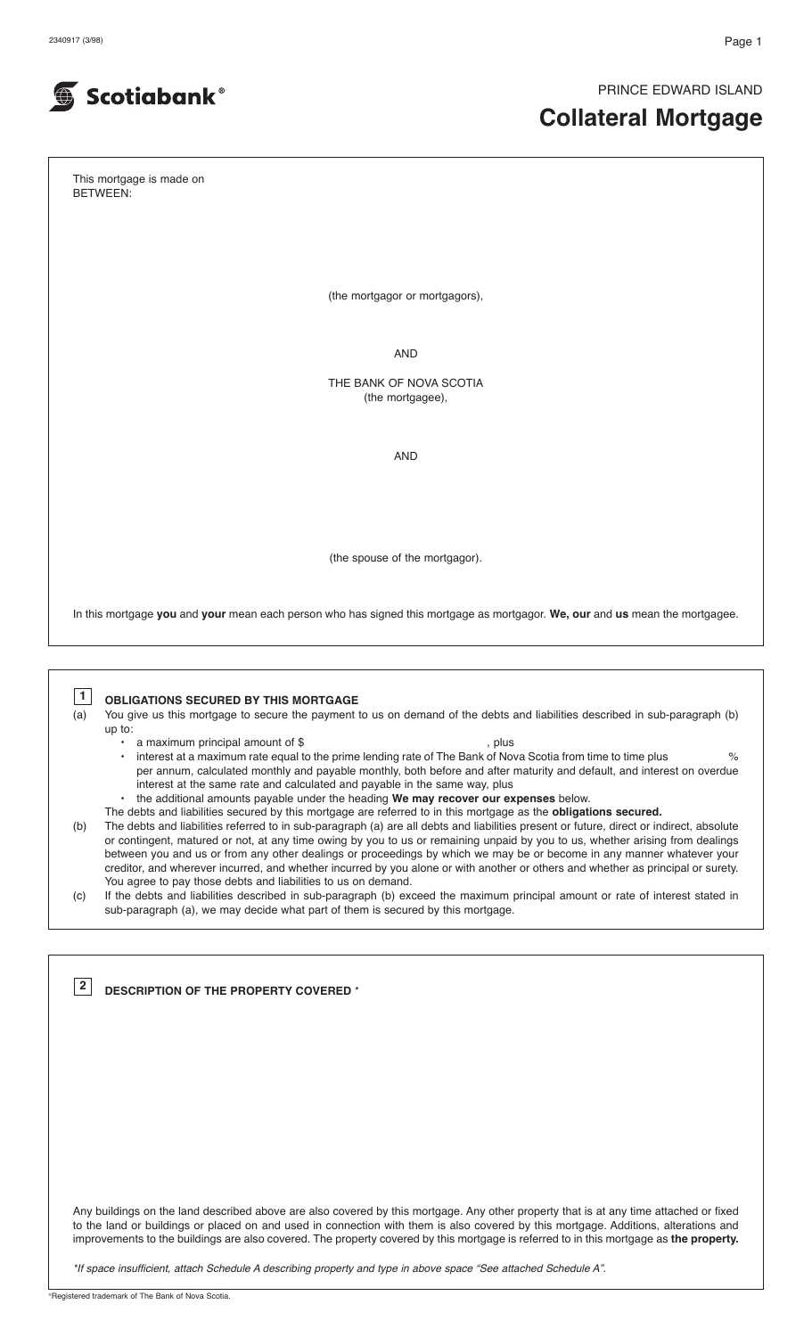Scotiabank®

PRINCE EDWARD ISLAND

# Collateral Mortgage

This mortgage is made on
BETWEEN:

(the mortgagor or mortgagors),

AND

THE BANK OF NOVA SCOTIA
(the mortgagee),

AND

(the spouse of the mortgagor).

In this mortgage **you** and **your** mean each person who has signed this mortgage as mortgagor. **We, our** and **us** mean the mortgagee.

## 1 OBLIGATIONS SECURED BY THIS MORTGAGE

(a) You give us this mortgage to secure the payment to us on demand of the debts and liabilities described in sub-paragraph (b) up to:

- a maximum principal amount of $ , plus
- interest at a maximum rate equal to the prime lending rate of The Bank of Nova Scotia from time to time plus % per annum, calculated monthly and payable monthly, both before and after maturity and default, and interest on overdue interest at the same rate and calculated and payable in the same way, plus
- the additional amounts payable under the heading **We may recover our expenses** below.

The debts and liabilities secured by this mortgage are referred to in this mortgage as the **obligations secured.**

(b) The debts and liabilities referred to in sub-paragraph (a) are all debts and liabilities present or future, direct or indirect, absolute or contingent, matured or not, at any time owing by you to us or remaining unpaid by you to us, whether arising from dealings between you and us or from any other dealings or proceedings by which we may be or become in any manner whatever your creditor, and wherever incurred, and whether incurred by you alone or with another or others and whether as principal or surety. You agree to pay those debts and liabilities to us on demand.

(c) If the debts and liabilities described in sub-paragraph (b) exceed the maximum principal amount or rate of interest stated in sub-paragraph (a), we may decide what part of them is secured by this mortgage.

## 2 DESCRIPTION OF THE PROPERTY COVERED *

Any buildings on the land described above are also covered by this mortgage. Any other property that is at any time attached or fixed to the land or buildings or placed on and used in connection with them is also covered by this mortgage. Additions, alterations and improvements to the buildings are also covered. The property covered by this mortgage is referred to in this mortgage as **the property.**

*\*If space insufficient, attach Schedule A describing property and type in above space "See attached Schedule A".*

®Registered trademark of The Bank of Nova Scotia.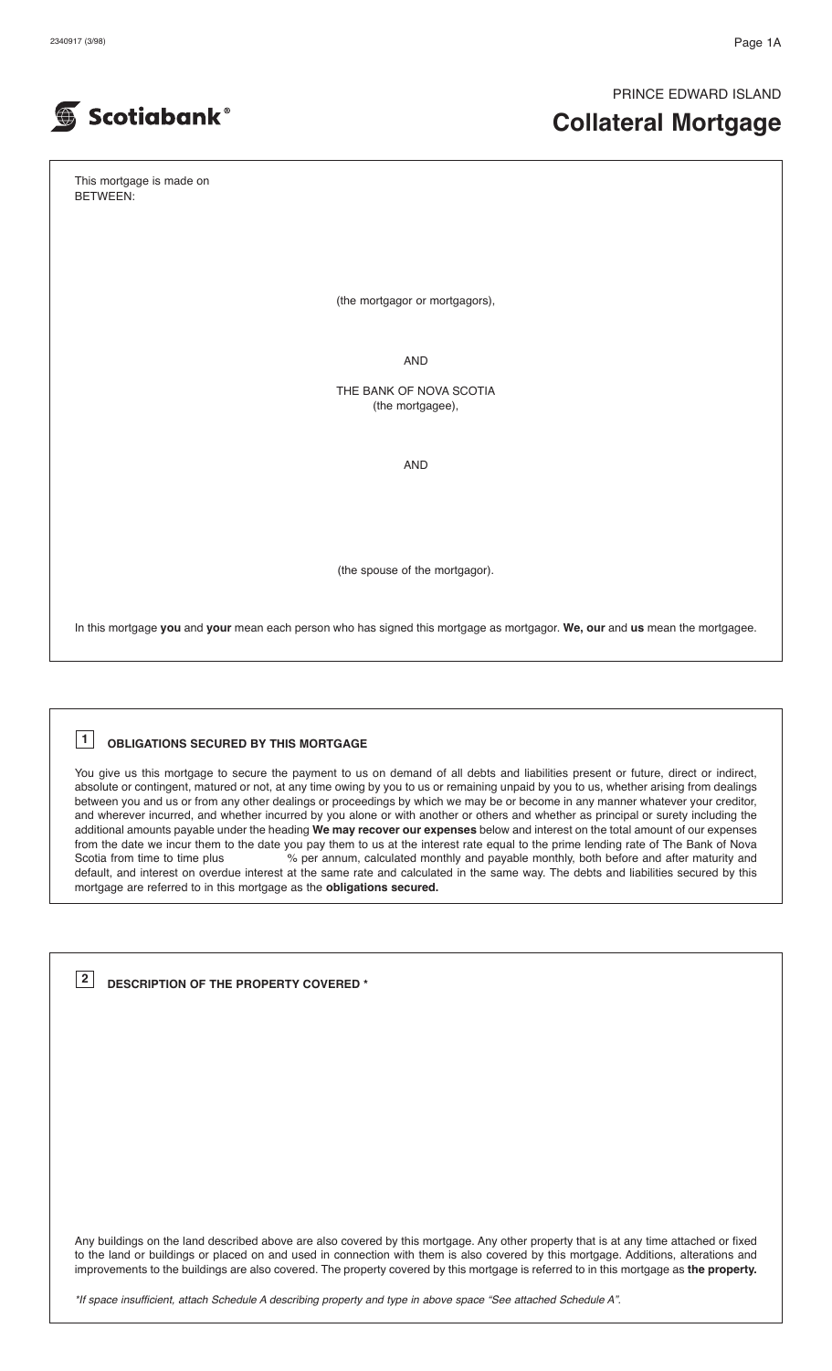PRINCE EDWARD ISLAND

# Collateral Mortgage

Scotiabank®

This mortgage is made on
BETWEEN:

(the mortgagor or mortgagors),

AND

THE BANK OF NOVA SCOTIA
(the mortgagee),

AND

(the spouse of the mortgagor).

In this mortgage **you** and **your** mean each person who has signed this mortgage as mortgagor. **We, our** and **us** mean the mortgagee.

## 1 OBLIGATIONS SECURED BY THIS MORTGAGE

You give us this mortgage to secure the payment to us on demand of all debts and liabilities present or future, direct or indirect, absolute or contingent, matured or not, at any time owing by you to us or remaining unpaid by you to us, whether arising from dealings between you and us or from any other dealings or proceedings by which we may be or become in any manner whatever your creditor, and wherever incurred, and whether incurred by you alone or with another or others and whether as principal or surety including the additional amounts payable under the heading **We may recover our expenses** below and interest on the total amount of our expenses from the date we incur them to the date you pay them to us at the interest rate equal to the prime lending rate of The Bank of Nova Scotia from time to time plus % per annum, calculated monthly and payable monthly, both before and after maturity and default, and interest on overdue interest at the same rate and calculated in the same way. The debts and liabilities secured by this mortgage are referred to in this mortgage as the **obligations secured.**

## 2 DESCRIPTION OF THE PROPERTY COVERED *

Any buildings on the land described above are also covered by this mortgage. Any other property that is at any time attached or fixed to the land or buildings or placed on and used in connection with them is also covered by this mortgage. Additions, alterations and improvements to the buildings are also covered. The property covered by this mortgage is referred to in this mortgage as **the property.**

*\*If space insufficient, attach Schedule A describing property and type in above space "See attached Schedule A".*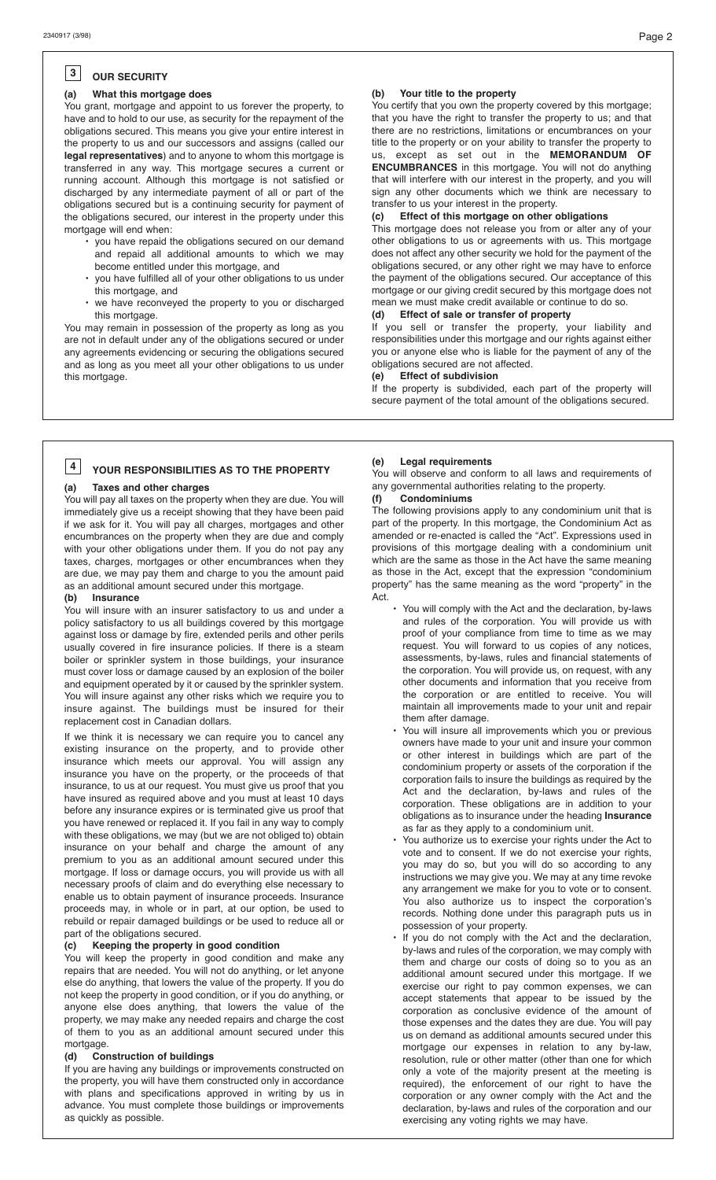## 3 OUR SECURITY

### (a) What this mortgage does

You grant, mortgage and appoint to us forever the property, to have and to hold to our use, as security for the repayment of the obligations secured. This means you give your entire interest in the property to us and our successors and assigns (called our **legal representatives**) and to anyone to whom this mortgage is transferred in any way. This mortgage secures a current or running account. Although this mortgage is not satisfied or discharged by any intermediate payment of all or part of the obligations secured but is a continuing security for payment of the obligations secured, our interest in the property under this mortgage will end when:

- you have repaid the obligations secured on our demand and repaid all additional amounts to which we may become entitled under this mortgage, and
- you have fulfilled all of your other obligations to us under this mortgage, and
- we have reconveyed the property to you or discharged this mortgage.

You may remain in possession of the property as long as you are not in default under any of the obligations secured or under any agreements evidencing or securing the obligations secured and as long as you meet all your other obligations to us under this mortgage.

### (b) Your title to the property

You certify that you own the property covered by this mortgage; that you have the right to transfer the property to us; and that there are no restrictions, limitations or encumbrances on your title to the property or on your ability to transfer the property to us, except as set out in the **MEMORANDUM OF ENCUMBRANCES** in this mortgage. You will not do anything that will interfere with our interest in the property, and you will sign any other documents which we think are necessary to transfer to us your interest in the property.

### (c) Effect of this mortgage on other obligations

This mortgage does not release you from or alter any of your other obligations to us or agreements with us. This mortgage does not affect any other security we hold for the payment of the obligations secured, or any other right we may have to enforce the payment of the obligations secured. Our acceptance of this mortgage or our giving credit secured by this mortgage does not mean we must make credit available or continue to do so.

### (d) Effect of sale or transfer of property

If you sell or transfer the property, your liability and responsibilities under this mortgage and our rights against either you or anyone else who is liable for the payment of any of the obligations secured are not affected.

### (e) Effect of subdivision

If the property is subdivided, each part of the property will secure payment of the total amount of the obligations secured.

## 4 YOUR RESPONSIBILITIES AS TO THE PROPERTY

### (a) Taxes and other charges

You will pay all taxes on the property when they are due. You will immediately give us a receipt showing that they have been paid if we ask for it. You will pay all charges, mortgages and other encumbrances on the property when they are due and comply with your other obligations under them. If you do not pay any taxes, charges, mortgages or other encumbrances when they are due, we may pay them and charge to you the amount paid as an additional amount secured under this mortgage.

### (b) Insurance

You will insure with an insurer satisfactory to us and under a policy satisfactory to us all buildings covered by this mortgage against loss or damage by fire, extended perils and other perils usually covered in fire insurance policies. If there is a steam boiler or sprinkler system in those buildings, your insurance must cover loss or damage caused by an explosion of the boiler and equipment operated by it or caused by the sprinkler system. You will insure against any other risks which we require you to insure against. The buildings must be insured for their replacement cost in Canadian dollars.

If we think it is necessary we can require you to cancel any existing insurance on the property, and to provide other insurance which meets our approval. You will assign any insurance you have on the property, or the proceeds of that insurance, to us at our request. You must give us proof that you have insured as required above and you must at least 10 days before any insurance expires or is terminated give us proof that you have renewed or replaced it. If you fail in any way to comply with these obligations, we may (but we are not obliged to) obtain insurance on your behalf and charge the amount of any premium to you as an additional amount secured under this mortgage. If loss or damage occurs, you will provide us with all necessary proofs of claim and do everything else necessary to enable us to obtain payment of insurance proceeds. Insurance proceeds may, in whole or in part, at our option, be used to rebuild or repair damaged buildings or be used to reduce all or part of the obligations secured.

### (c) Keeping the property in good condition

You will keep the property in good condition and make any repairs that are needed. You will not do anything, or let anyone else do anything, that lowers the value of the property. If you do not keep the property in good condition, or if you do anything, or anyone else does anything, that lowers the value of the property, we may make any needed repairs and charge the cost of them to you as an additional amount secured under this mortgage.

### (d) Construction of buildings

If you are having any buildings or improvements constructed on the property, you will have them constructed only in accordance with plans and specifications approved in writing by us in advance. You must complete those buildings or improvements as quickly as possible.

### (e) Legal requirements

You will observe and conform to all laws and requirements of any governmental authorities relating to the property.

### (f) Condominiums

The following provisions apply to any condominium unit that is part of the property. In this mortgage, the Condominium Act as amended or re-enacted is called the "Act". Expressions used in provisions of this mortgage dealing with a condominium unit which are the same as those in the Act have the same meaning as those in the Act, except that the expression "condominium property" has the same meaning as the word "property" in the Act.

- You will comply with the Act and the declaration, by-laws and rules of the corporation. You will provide us with proof of your compliance from time to time as we may request. You will forward to us copies of any notices, assessments, by-laws, rules and financial statements of the corporation. You will provide us, on request, with any other documents and information that you receive from the corporation or are entitled to receive. You will maintain all improvements made to your unit and repair them after damage.
- You will insure all improvements which you or previous owners have made to your unit and insure your common or other interest in buildings which are part of the condominium property or assets of the corporation if the corporation fails to insure the buildings as required by the Act and the declaration, by-laws and rules of the corporation. These obligations are in addition to your obligations as to insurance under the heading **Insurance** as far as they apply to a condominium unit.
- You authorize us to exercise your rights under the Act to vote and to consent. If we do not exercise your rights, you may do so, but you will do so according to any instructions we may give you. We may at any time revoke any arrangement we make for you to vote or to consent. You also authorize us to inspect the corporation's records. Nothing done under this paragraph puts us in possession of your property.
- If you do not comply with the Act and the declaration, by-laws and rules of the corporation, we may comply with them and charge our costs of doing so to you as an additional amount secured under this mortgage. If we exercise our right to pay common expenses, we can accept statements that appear to be issued by the corporation as conclusive evidence of the amount of those expenses and the dates they are due. You will pay us on demand as additional amounts secured under this mortgage our expenses in relation to any by-law, resolution, rule or other matter (other than one for which only a vote of the majority present at the meeting is required), the enforcement of our right to have the corporation or any owner comply with the Act and the declaration, by-laws and rules of the corporation and our exercising any voting rights we may have.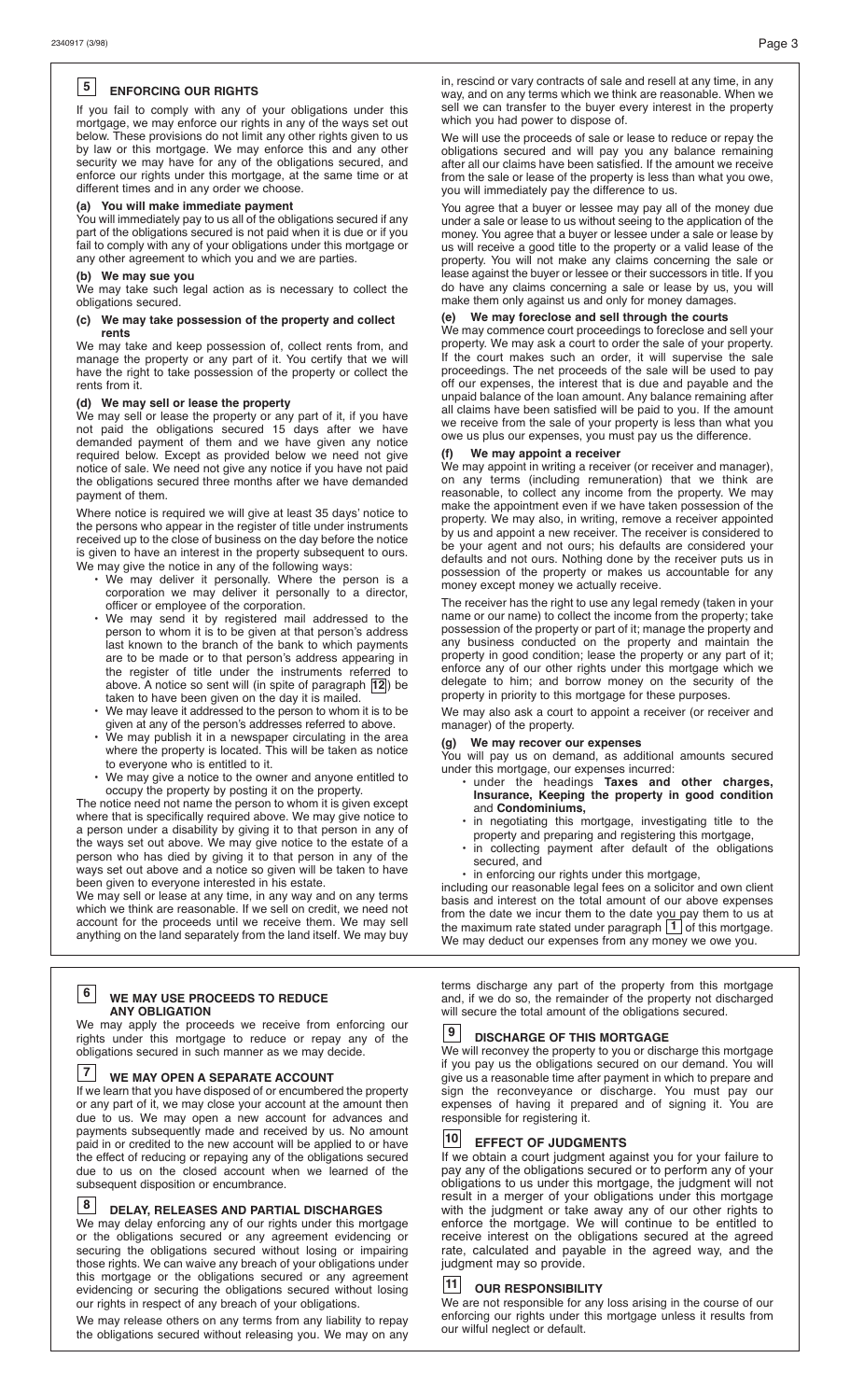## 5 ENFORCING OUR RIGHTS

If you fail to comply with any of your obligations under this mortgage, we may enforce our rights in any of the ways set out below. These provisions do not limit any other rights given to us by law or this mortgage. We may enforce this and any other security we may have for any of the obligations secured, and enforce our rights under this mortgage, at the same time or at different times and in any order we choose.

### (a) You will make immediate payment

You will immediately pay to us all of the obligations secured if any part of the obligations secured is not paid when it is due or if you fail to comply with any of your obligations under this mortgage or any other agreement to which you and we are parties.

### (b) We may sue you

We may take such legal action as is necessary to collect the obligations secured.

### (c) We may take possession of the property and collect rents

We may take and keep possession of, collect rents from, and manage the property or any part of it. You certify that we will have the right to take possession of the property or collect the rents from it.

### (d) We may sell or lease the property

We may sell or lease the property or any part of it, if you have not paid the obligations secured 15 days after we have demanded payment of them and we have given any notice required below. Except as provided below we need not give notice of sale. We need not give any notice if you have not paid the obligations secured three months after we have demanded payment of them.

Where notice is required we will give at least 35 days' notice to the persons who appear in the register of title under instruments received up to the close of business on the day before the notice is given to have an interest in the property subsequent to ours. We may give the notice in any of the following ways:

- We may deliver it personally. Where the person is a corporation we may deliver it personally to a director, officer or employee of the corporation.
- We may send it by registered mail addressed to the person to whom it is to be given at that person's address last known to the branch of the bank to which payments are to be made or to that person's address appearing in the register of title under the instruments referred to above. A notice so sent will (in spite of paragraph 12) be taken to have been given on the day it is mailed.
- We may leave it addressed to the person to whom it is to be given at any of the person's addresses referred to above.
- We may publish it in a newspaper circulating in the area where the property is located. This will be taken as notice to everyone who is entitled to it.
- We may give a notice to the owner and anyone entitled to occupy the property by posting it on the property.

The notice need not name the person to whom it is given except where that is specifically required above. We may give notice to a person under a disability by giving it to that person in any of the ways set out above. We may give notice to the estate of a person who has died by giving it to that person in any of the ways set out above and a notice so given will be taken to have been given to everyone interested in his estate.

We may sell or lease at any time, in any way and on any terms which we think are reasonable. If we sell on credit, we need not account for the proceeds until we receive them. We may sell anything on the land separately from the land itself. We may buy in, rescind or vary contracts of sale and resell at any time, in any way, and on any terms which we think are reasonable. When we sell we can transfer to the buyer every interest in the property which you had power to dispose of.

We will use the proceeds of sale or lease to reduce or repay the obligations secured and will pay you any balance remaining after all our claims have been satisfied. If the amount we receive from the sale or lease of the property is less than what you owe, you will immediately pay the difference to us.

You agree that a buyer or lessee may pay all of the money due under a sale or lease to us without seeing to the application of the money. You agree that a buyer or lessee under a sale or lease by us will receive a good title to the property or a valid lease of the property. You will not make any claims concerning the sale or lease against the buyer or lessee or their successors in title. If you do have any claims concerning a sale or lease by us, you will make them only against us and only for money damages.

### (e) We may foreclose and sell through the courts

We may commence court proceedings to foreclose and sell your property. We may ask a court to order the sale of your property. If the court makes such an order, it will supervise the sale proceedings. The net proceeds of the sale will be used to pay off our expenses, the interest that is due and payable and the unpaid balance of the loan amount. Any balance remaining after all claims have been satisfied will be paid to you. If the amount we receive from the sale of your property is less than what you owe us plus our expenses, you must pay us the difference.

### (f) We may appoint a receiver

We may appoint in writing a receiver (or receiver and manager), on any terms (including remuneration) that we think are reasonable, to collect any income from the property. We may make the appointment even if we have taken possession of the property. We may also, in writing, remove a receiver appointed by us and appoint a new receiver. The receiver is considered to be your agent and not ours; his defaults are considered your defaults and not ours. Nothing done by the receiver puts us in possession of the property or makes us accountable for any money except money we actually receive.

The receiver has the right to use any legal remedy (taken in your name or our name) to collect the income from the property; take possession of the property or part of it; manage the property and any business conducted on the property and maintain the property in good condition; lease the property or any part of it; enforce any of our other rights under this mortgage which we delegate to him; and borrow money on the security of the property in priority to this mortgage for these purposes.

We may also ask a court to appoint a receiver (or receiver and manager) of the property.

### (g) We may recover our expenses

You will pay us on demand, as additional amounts secured under this mortgage, our expenses incurred:

- under the headings **Taxes and other charges, Insurance, Keeping the property in good condition** and **Condominiums,**
- in negotiating this mortgage, investigating title to the property and preparing and registering this mortgage,
- in collecting payment after default of the obligations secured, and
- in enforcing our rights under this mortgage,

including our reasonable legal fees on a solicitor and own client basis and interest on the total amount of our above expenses from the date we incur them to the date you pay them to us at the maximum rate stated under paragraph 1 of this mortgage. We may deduct our expenses from any money we owe you.

## 6 WE MAY USE PROCEEDS TO REDUCE ANY OBLIGATION

We may apply the proceeds we receive from enforcing our rights under this mortgage to reduce or repay any of the obligations secured in such manner as we may decide.

## 7 WE MAY OPEN A SEPARATE ACCOUNT

If we learn that you have disposed of or encumbered the property or any part of it, we may close your account at the amount then due to us. We may open a new account for advances and payments subsequently made and received by us. No amount paid in or credited to the new account will be applied to or have the effect of reducing or repaying any of the obligations secured due to us on the closed account when we learned of the subsequent disposition or encumbrance.

## 8 DELAY, RELEASES AND PARTIAL DISCHARGES

We may delay enforcing any of our rights under this mortgage or the obligations secured or any agreement evidencing or securing the obligations secured without losing or impairing those rights. We can waive any breach of your obligations under this mortgage or the obligations secured or any agreement evidencing or securing the obligations secured without losing our rights in respect of any breach of your obligations.

We may release others on any terms from any liability to repay the obligations secured without releasing you. We may on any terms discharge any part of the property from this mortgage and, if we do so, the remainder of the property not discharged will secure the total amount of the obligations secured.

## 9 DISCHARGE OF THIS MORTGAGE

We will reconvey the property to you or discharge this mortgage if you pay us the obligations secured on our demand. You will give us a reasonable time after payment in which to prepare and sign the reconveyance or discharge. You must pay our expenses of having it prepared and of signing it. You are responsible for registering it.

## 10 EFFECT OF JUDGMENTS

If we obtain a court judgment against you for your failure to pay any of the obligations secured or to perform any of your obligations to us under this mortgage, the judgment will not result in a merger of your obligations under this mortgage with the judgment or take away any of our other rights to enforce the mortgage. We will continue to be entitled to receive interest on the obligations secured at the agreed rate, calculated and payable in the agreed way, and the judgment may so provide.

## 11 OUR RESPONSIBILITY

We are not responsible for any loss arising in the course of our enforcing our rights under this mortgage unless it results from our wilful neglect or default.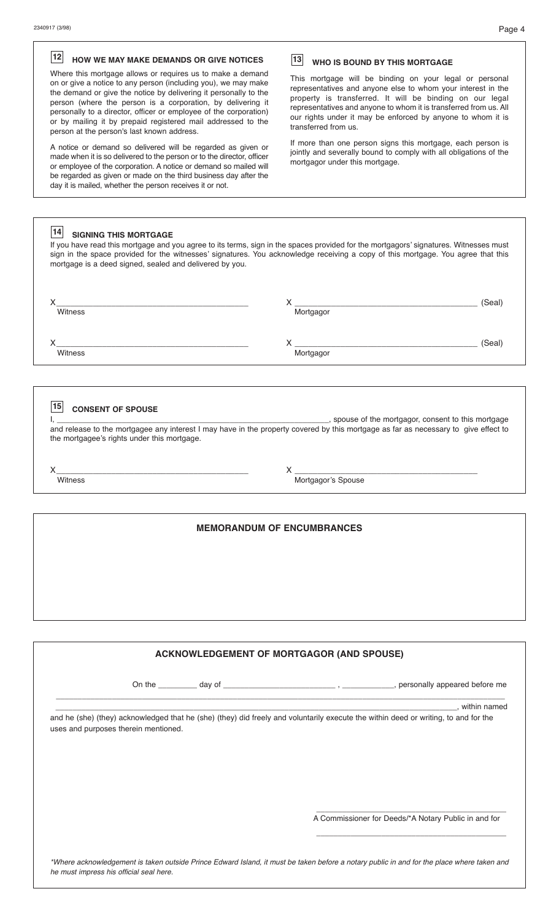## 12 HOW WE MAY MAKE DEMANDS OR GIVE NOTICES

Where this mortgage allows or requires us to make a demand on or give a notice to any person (including you), we may make the demand or give the notice by delivering it personally to the person (where the person is a corporation, by delivering it personally to a director, officer or employee of the corporation) or by mailing it by prepaid registered mail addressed to the person at the person's last known address.

A notice or demand so delivered will be regarded as given or made when it is so delivered to the person or to the director, officer or employee of the corporation. A notice or demand so mailed will be regarded as given or made on the third business day after the day it is mailed, whether the person receives it or not.

## 13 WHO IS BOUND BY THIS MORTGAGE

This mortgage will be binding on your legal or personal representatives and anyone else to whom your interest in the property is transferred. It will be binding on our legal representatives and anyone to whom it is transferred from us. All our rights under it may be enforced by anyone to whom it is transferred from us.

If more than one person signs this mortgage, each person is jointly and severally bound to comply with all obligations of the mortgagor under this mortgage.

## 14 SIGNING THIS MORTGAGE

If you have read this mortgage and you agree to its terms, sign in the spaces provided for the mortgagors' signatures. Witnesses must sign in the space provided for the witnesses' signatures. You acknowledge receiving a copy of this mortgage. You agree that this mortgage is a deed signed, sealed and delivered by you.

X_______________________________________ X_______________________________________ (Seal)
Witness Mortgagor

X_______________________________________ X_______________________________________ (Seal)
Witness Mortgagor

## 15 CONSENT OF SPOUSE

I, _______________________________________, spouse of the mortgagor, consent to this mortgage and release to the mortgagee any interest I may have in the property covered by this mortgage as far as necessary to give effect to the mortgagee's rights under this mortgage.

X_______________________________________ X_______________________________________
Witness Mortgagor's Spouse

## MEMORANDUM OF ENCUMBRANCES

## ACKNOWLEDGEMENT OF MORTGAGOR (AND SPOUSE)

On the _________ day of _________________________ , ____________, personally appeared before me

_______________________________________________________________________________________

_______________________________________________________________________________________, within named

and he (she) (they) acknowledged that he (she) (they) did freely and voluntarily execute the within deed or writing, to and for the uses and purposes therein mentioned.

_______________________________________
A Commissioner for Deeds/*A Notary Public in and for

_______________________________________

*\*Where acknowledgement is taken outside Prince Edward Island, it must be taken before a notary public in and for the place where taken and he must impress his official seal here.*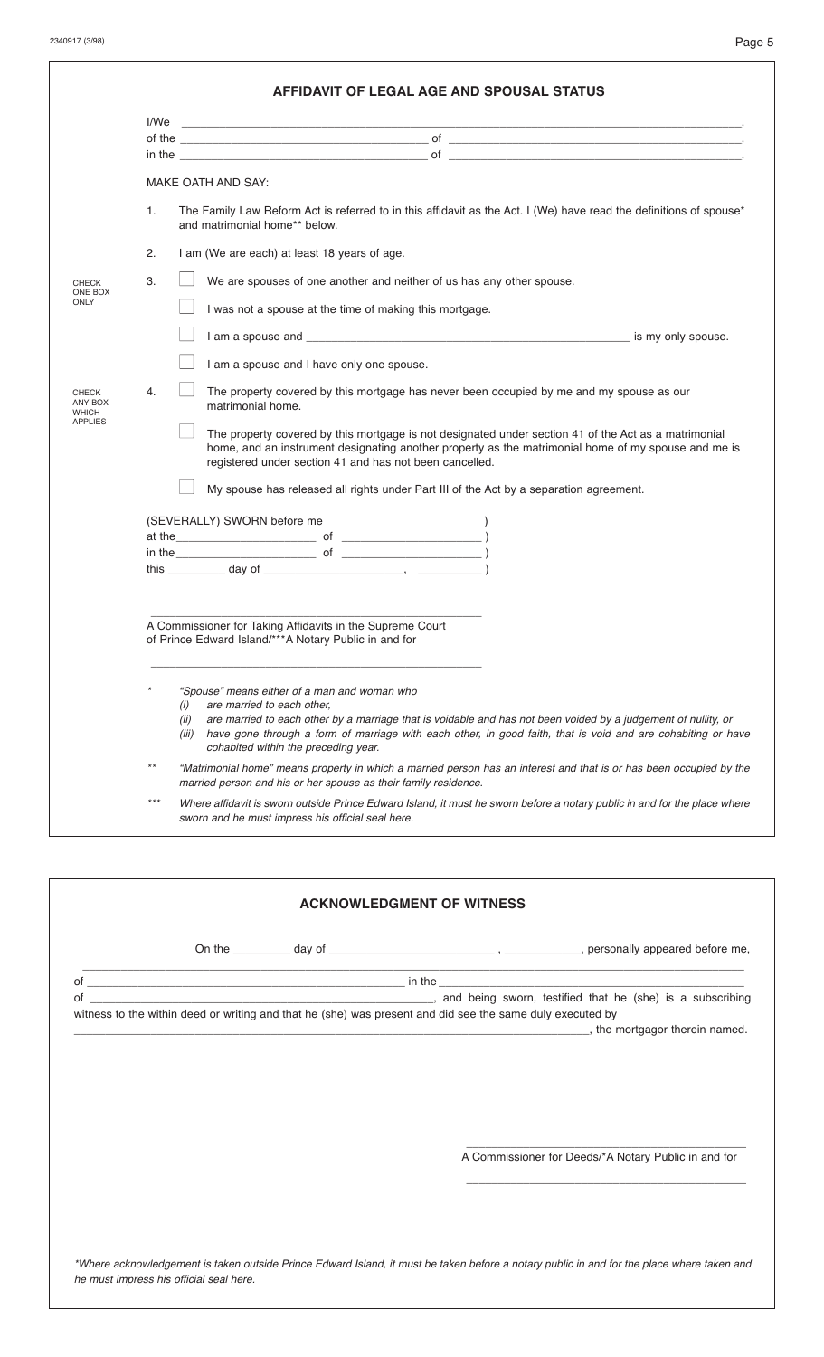## AFFIDAVIT OF LEGAL AGE AND SPOUSAL STATUS

I/We ______________________________________________________________________________,
of the ______________________________ of ______________________________________,
in the ______________________________ of ______________________________________,

MAKE OATH AND SAY:

1. The Family Law Reform Act is referred to in this affidavit as the Act. I (We) have read the definitions of spouse* and matrimonial home** below.

2. I am (We are each) at least 18 years of age.

CHECK ONE BOX ONLY

3. ☐ We are spouses of one another and neither of us has any other spouse.

   ☐ I was not a spouse at the time of making this mortgage.

   ☐ I am a spouse and ______________________________________ is my only spouse.

   ☐ I am a spouse and I have only one spouse.

CHECK ANY BOX WHICH APPLIES

4. ☐ The property covered by this mortgage has never been occupied by me and my spouse as our matrimonial home.

   ☐ The property covered by this mortgage is not designated under section 41 of the Act as a matrimonial home, and an instrument designating another property as the matrimonial home of my spouse and me is registered under section 41 and has not been cancelled.

   ☐ My spouse has released all rights under Part III of the Act by a separation agreement.

(SEVERALLY) SWORN before me )
at the__________________ of __________________ )
in the__________________ of __________________ )
this _________ day of ____________________, __________ )

______________________________________________

A Commissioner for Taking Affidavits in the Supreme Court of Prince Edward Island/***A Notary Public in and for

______________________________________________

\* *"Spouse" means either of a man and woman who*
   *(i) are married to each other,*
   *(ii) are married to each other by a marriage that is voidable and has not been voided by a judgement of nullity, or*
   *(iii) have gone through a form of marriage with each other, in good faith, that is void and are cohabiting or have cohabited within the preceding year.*

\*\* *"Matrimonial home" means property in which a married person has an interest and that is or has been occupied by the married person and his or her spouse as their family residence.*

\*\*\* *Where affidavit is sworn outside Prince Edward Island, it must he sworn before a notary public in and for the place where sworn and he must impress his official seal here.*

## ACKNOWLEDGMENT OF WITNESS

On the _________ day of ________________________ , ___________, personally appeared before me,
______________________________________________________________________________
of ______________________________________________ in the ______________________________________________
of ______________________________________________, and being sworn, testified that he (she) is a subscribing witness to the within deed or writing and that he (she) was present and did see the same duly executed by
______________________________________________________________________________, the mortgagor therein named.

______________________________________________

A Commissioner for Deeds/*A Notary Public in and for

______________________________________________

*\*Where acknowledgement is taken outside Prince Edward Island, it must be taken before a notary public in and for the place where taken and he must impress his official seal here.*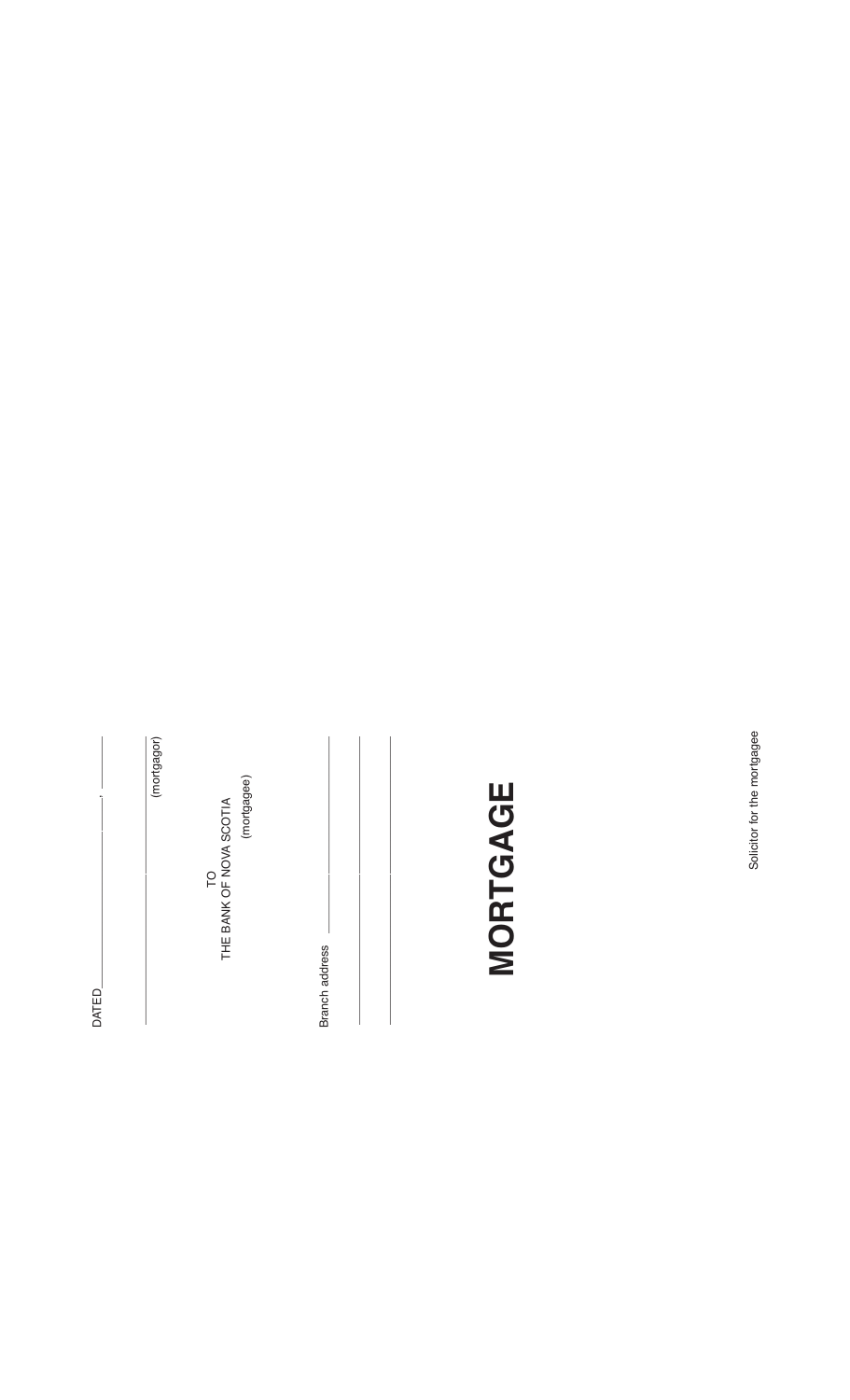DATED_________________________, ______

_________________________________ (mortgagor)

TO
THE BANK OF NOVA SCOTIA
(mortgagee)

Branch address ___________________________

_________________________________

_________________________________

# MORTGAGE

Solicitor for the mortgagee